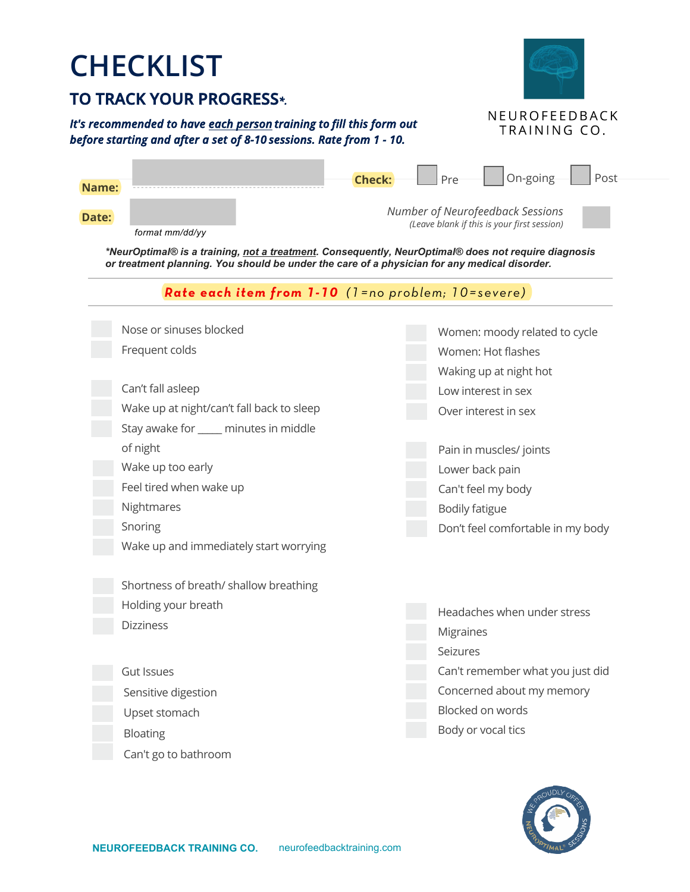# CHECKLIST

## TO TRACK YOUR PROGRESS*.

***It's recommended to have each person training to fill this form out before starting and after a set of 8-10 sessions. Rate from 1 - 10.***

NEUROFEEDBACK TRAINING CO.

**Name:** ____________________

**Check:** ☐ Pre ☐ On-going ☐ Post

**Date:** ____________________ *format mm/dd/yy*

*Number of Neurofeedback Sessions* ______
*(Leave blank if this is your first session)*

***\*NeurOptimal® is a training, not a treatment. Consequently, NeurOptimal® does not require diagnosis or treatment planning. You should be under the care of a physician for any medical disorder.***

**Rate each item from 1-10** (1=no problem; 10=severe)

- ☐ Nose or sinuses blocked
- ☐ Frequent colds

- ☐ Can't fall asleep
- ☐ Wake up at night/can't fall back to sleep
- ☐ Stay awake for _____ minutes in middle of night
- ☐ Wake up too early
- ☐ Feel tired when wake up
- ☐ Nightmares
- ☐ Snoring
- ☐ Wake up and immediately start worrying

- ☐ Shortness of breath/ shallow breathing
- ☐ Holding your breath
- ☐ Dizziness

- ☐ Gut Issues
- ☐ Sensitive digestion
- ☐ Upset stomach
- ☐ Bloating
- ☐ Can't go to bathroom

- ☐ Women: moody related to cycle
- ☐ Women: Hot flashes
- ☐ Waking up at night hot
- ☐ Low interest in sex
- ☐ Over interest in sex

- ☐ Pain in muscles/ joints
- ☐ Lower back pain
- ☐ Can't feel my body
- ☐ Bodily fatigue
- ☐ Don't feel comfortable in my body

- ☐ Headaches when under stress
- ☐ Migraines
- ☐ Seizures
- ☐ Can't remember what you just did
- ☐ Concerned about my memory
- ☐ Blocked on words
- ☐ Body or vocal tics

**NEUROFEEDBACK TRAINING CO.** neurofeedbacktraining.com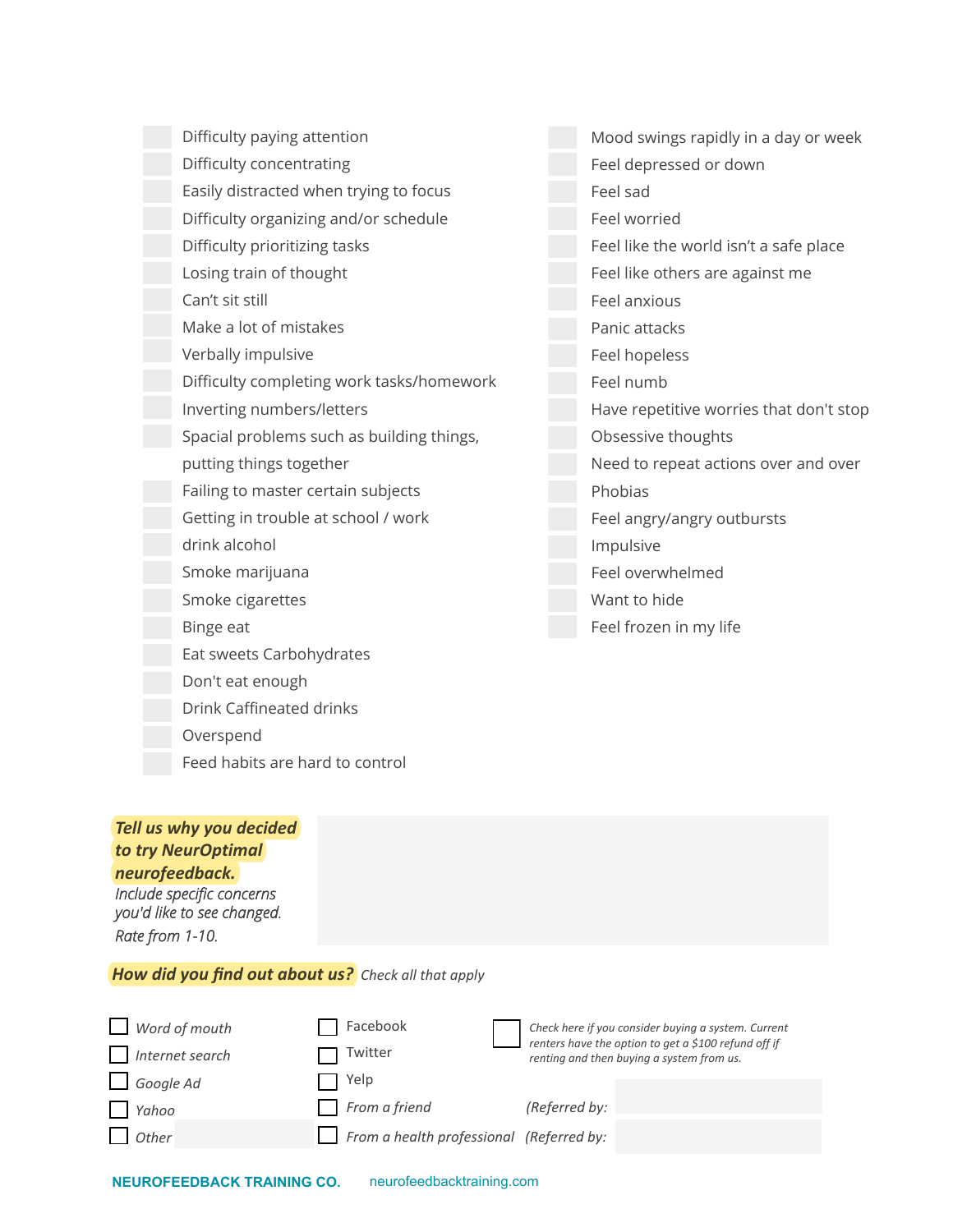- [ ] Difficulty paying attention
- [ ] Difficulty concentrating
- [ ] Easily distracted when trying to focus
- [ ] Difficulty organizing and/or schedule
- [ ] Difficulty prioritizing tasks
- [ ] Losing train of thought
- [ ] Can't sit still
- [ ] Make a lot of mistakes
- [ ] Verbally impulsive
- [ ] Difficulty completing work tasks/homework
- [ ] Inverting numbers/letters
- [ ] Spacial problems such as building things, putting things together
- [ ] Failing to master certain subjects
- [ ] Getting in trouble at school / work
- [ ] drink alcohol
- [ ] Smoke marijuana
- [ ] Smoke cigarettes
- [ ] Binge eat
- [ ] Eat sweets Carbohydrates
- [ ] Don't eat enough
- [ ] Drink Caffineated drinks
- [ ] Overspend
- [ ] Feed habits are hard to control

- [ ] Mood swings rapidly in a day or week
- [ ] Feel depressed or down
- [ ] Feel sad
- [ ] Feel worried
- [ ] Feel like the world isn't a safe place
- [ ] Feel like others are against me
- [ ] Feel anxious
- [ ] Panic attacks
- [ ] Feel hopeless
- [ ] Feel numb
- [ ] Have repetitive worries that don't stop
- [ ] Obsessive thoughts
- [ ] Need to repeat actions over and over
- [ ] Phobias
- [ ] Feel angry/angry outbursts
- [ ] Impulsive
- [ ] Feel overwhelmed
- [ ] Want to hide
- [ ] Feel frozen in my life

***Tell us why you decided to try NeurOptimal neurofeedback.***
*Include specific concerns you'd like to see changed.*
*Rate from 1-10.*

***How did you find out about us?*** *Check all that apply*

- [ ] *Word of mouth*
- [ ] *Internet search*
- [ ] *Google Ad*
- [ ] *Yahoo*
- [ ] *Other* ______
- [ ] Facebook
- [ ] Twitter
- [ ] Yelp
- [ ] *From a friend* *(Referred by:* ______
- [ ] *From a health professional* *(Referred by:* ______
- [ ] *Check here if you consider buying a system. Current renters have the option to get a $100 refund off if renting and then buying a system from us.*

**NEUROFEEDBACK TRAINING CO.** neurofeedbacktraining.com